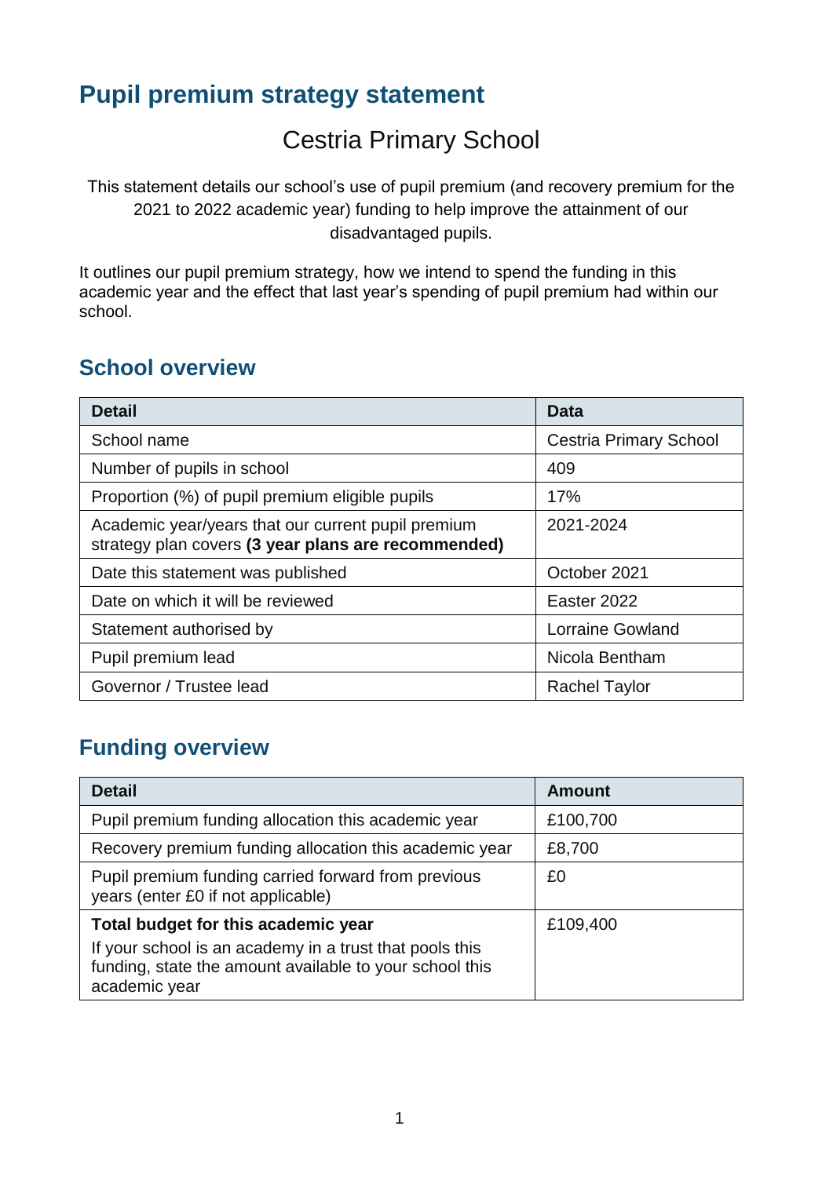# Pupil premium strategy statement

## Cestria Primary School

This statement details our school's use of pupil premium (and recovery premium for the 2021 to 2022 academic year) funding to help improve the attainment of our disadvantaged pupils.

It outlines our pupil premium strategy, how we intend to spend the funding in this academic year and the effect that last year's spending of pupil premium had within our school.

## School overview

| Detail | Data |
|---|---|
| School name | Cestria Primary School |
| Number of pupils in school | 409 |
| Proportion (%) of pupil premium eligible pupils | 17% |
| Academic year/years that our current pupil premium strategy plan covers **(3 year plans are recommended)** | 2021-2024 |
| Date this statement was published | October 2021 |
| Date on which it will be reviewed | Easter 2022 |
| Statement authorised by | Lorraine Gowland |
| Pupil premium lead | Nicola Bentham |
| Governor / Trustee lead | Rachel Taylor |

## Funding overview

| Detail | Amount |
|---|---|
| Pupil premium funding allocation this academic year | £100,700 |
| Recovery premium funding allocation this academic year | £8,700 |
| Pupil premium funding carried forward from previous years (enter £0 if not applicable) | £0 |
| **Total budget for this academic year** If your school is an academy in a trust that pools this funding, state the amount available to your school this academic year | £109,400 |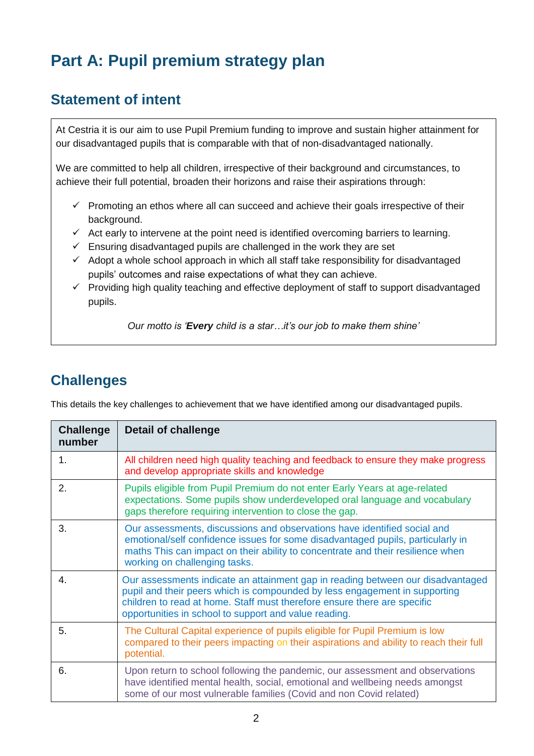# Part A: Pupil premium strategy plan

## Statement of intent

At Cestria it is our aim to use Pupil Premium funding to improve and sustain higher attainment for our disadvantaged pupils that is comparable with that of non-disadvantaged nationally.

We are committed to help all children, irrespective of their background and circumstances, to achieve their full potential, broaden their horizons and raise their aspirations through:

- ✓ Promoting an ethos where all can succeed and achieve their goals irrespective of their background.
- ✓ Act early to intervene at the point need is identified overcoming barriers to learning.
- ✓ Ensuring disadvantaged pupils are challenged in the work they are set
- ✓ Adopt a whole school approach in which all staff take responsibility for disadvantaged pupils' outcomes and raise expectations of what they can achieve.
- ✓ Providing high quality teaching and effective deployment of staff to support disadvantaged pupils.

*Our motto is '**Every** child is a star…it's our job to make them shine'*

## Challenges

This details the key challenges to achievement that we have identified among our disadvantaged pupils.

| Challenge number | Detail of challenge |
|---|---|
| 1. | All children need high quality teaching and feedback to ensure they make progress and develop appropriate skills and knowledge |
| 2. | Pupils eligible from Pupil Premium do not enter Early Years at age-related expectations. Some pupils show underdeveloped oral language and vocabulary gaps therefore requiring intervention to close the gap. |
| 3. | Our assessments, discussions and observations have identified social and emotional/self confidence issues for some disadvantaged pupils, particularly in maths This can impact on their ability to concentrate and their resilience when working on challenging tasks. |
| 4. | Our assessments indicate an attainment gap in reading between our disadvantaged pupil and their peers which is compounded by less engagement in supporting children to read at home. Staff must therefore ensure there are specific opportunities in school to support and value reading. |
| 5. | The Cultural Capital experience of pupils eligible for Pupil Premium is low compared to their peers impacting on their aspirations and ability to reach their full potential. |
| 6. | Upon return to school following the pandemic, our assessment and observations have identified mental health, social, emotional and wellbeing needs amongst some of our most vulnerable families (Covid and non Covid related) |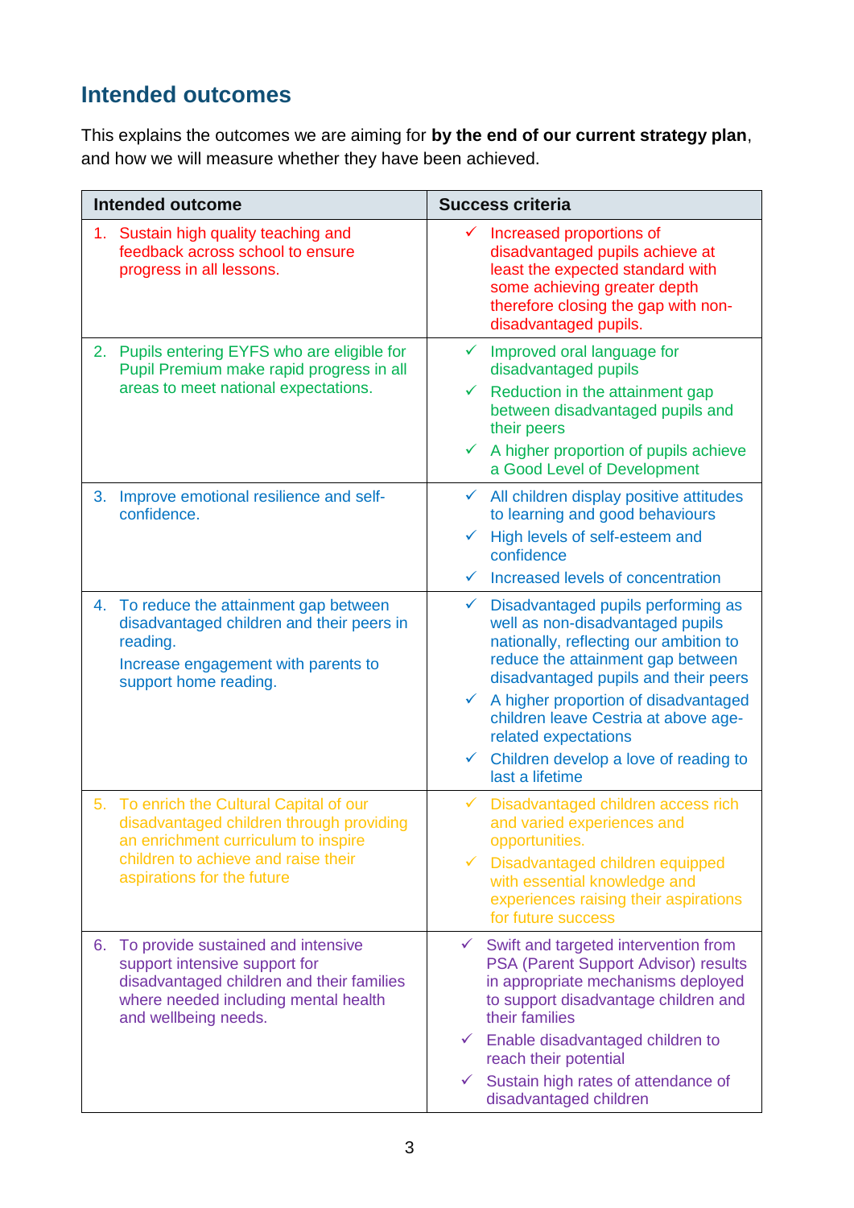## Intended outcomes

This explains the outcomes we are aiming for **by the end of our current strategy plan**, and how we will measure whether they have been achieved.

| Intended outcome | Success criteria |
|---|---|
| 1. Sustain high quality teaching and feedback across school to ensure progress in all lessons. | ✓ Increased proportions of disadvantaged pupils achieve at least the expected standard with some achieving greater depth therefore closing the gap with non-disadvantaged pupils. |
| 2. Pupils entering EYFS who are eligible for Pupil Premium make rapid progress in all areas to meet national expectations. | ✓ Improved oral language for disadvantaged pupils<br>✓ Reduction in the attainment gap between disadvantaged pupils and their peers<br>✓ A higher proportion of pupils achieve a Good Level of Development |
| 3. Improve emotional resilience and self-confidence. | ✓ All children display positive attitudes to learning and good behaviours<br>✓ High levels of self-esteem and confidence<br>✓ Increased levels of concentration |
| 4. To reduce the attainment gap between disadvantaged children and their peers in reading.<br>Increase engagement with parents to support home reading. | ✓ Disadvantaged pupils performing as well as non-disadvantaged pupils nationally, reflecting our ambition to reduce the attainment gap between disadvantaged pupils and their peers<br>✓ A higher proportion of disadvantaged children leave Cestria at above age-related expectations<br>✓ Children develop a love of reading to last a lifetime |
| 5. To enrich the Cultural Capital of our disadvantaged children through providing an enrichment curriculum to inspire children to achieve and raise their aspirations for the future | ✓ Disadvantaged children access rich and varied experiences and opportunities.<br>✓ Disadvantaged children equipped with essential knowledge and experiences raising their aspirations for future success |
| 6. To provide sustained and intensive support intensive support for disadvantaged children and their families where needed including mental health and wellbeing needs. | ✓ Swift and targeted intervention from PSA (Parent Support Advisor) results in appropriate mechanisms deployed to support disadvantage children and their families<br>✓ Enable disadvantaged children to reach their potential<br>✓ Sustain high rates of attendance of disadvantaged children |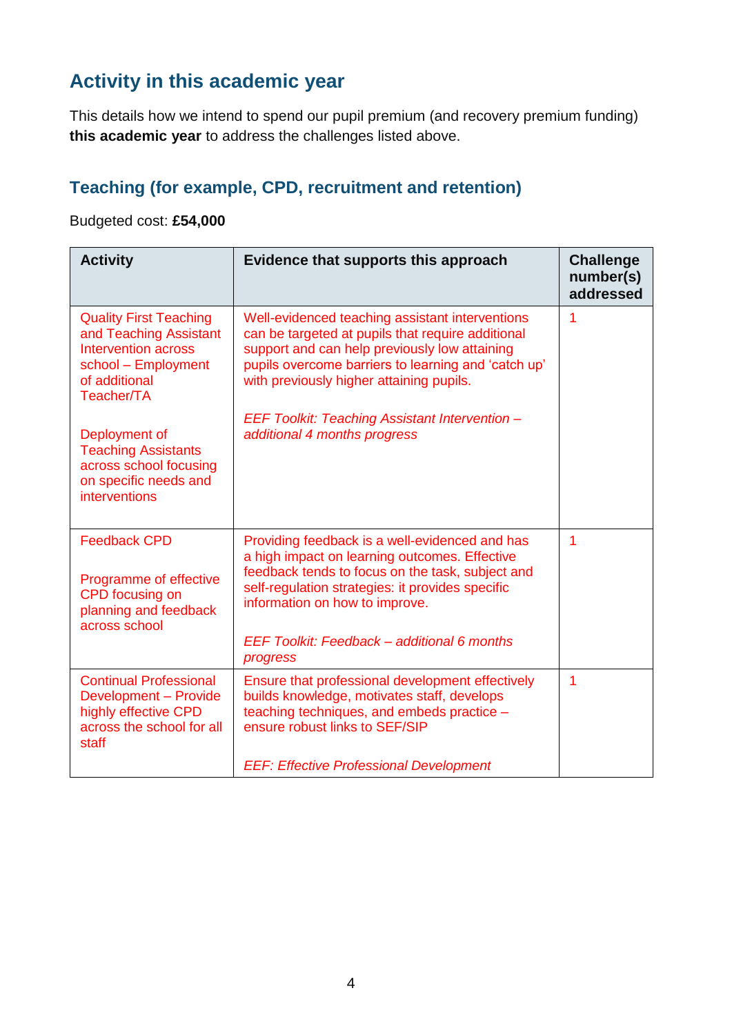## Activity in this academic year

This details how we intend to spend our pupil premium (and recovery premium funding) **this academic year** to address the challenges listed above.

### Teaching (for example, CPD, recruitment and retention)

Budgeted cost: **£54,000**

| Activity | Evidence that supports this approach | Challenge number(s) addressed |
|---|---|---|
| Quality First Teaching and Teaching Assistant Intervention across school – Employment of additional Teacher/TA<br><br>Deployment of Teaching Assistants across school focusing on specific needs and interventions | Well-evidenced teaching assistant interventions can be targeted at pupils that require additional support and can help previously low attaining pupils overcome barriers to learning and 'catch up' with previously higher attaining pupils.<br><br>*EEF Toolkit: Teaching Assistant Intervention – additional 4 months progress* | 1 |
| Feedback CPD<br><br>Programme of effective CPD focusing on planning and feedback across school | Providing feedback is a well-evidenced and has a high impact on learning outcomes. Effective feedback tends to focus on the task, subject and self-regulation strategies: it provides specific information on how to improve.<br><br>*EEF Toolkit: Feedback – additional 6 months progress* | 1 |
| Continual Professional Development – Provide highly effective CPD across the school for all staff | Ensure that professional development effectively builds knowledge, motivates staff, develops teaching techniques, and embeds practice – ensure robust links to SEF/SIP<br><br>*EEF: Effective Professional Development* | 1 |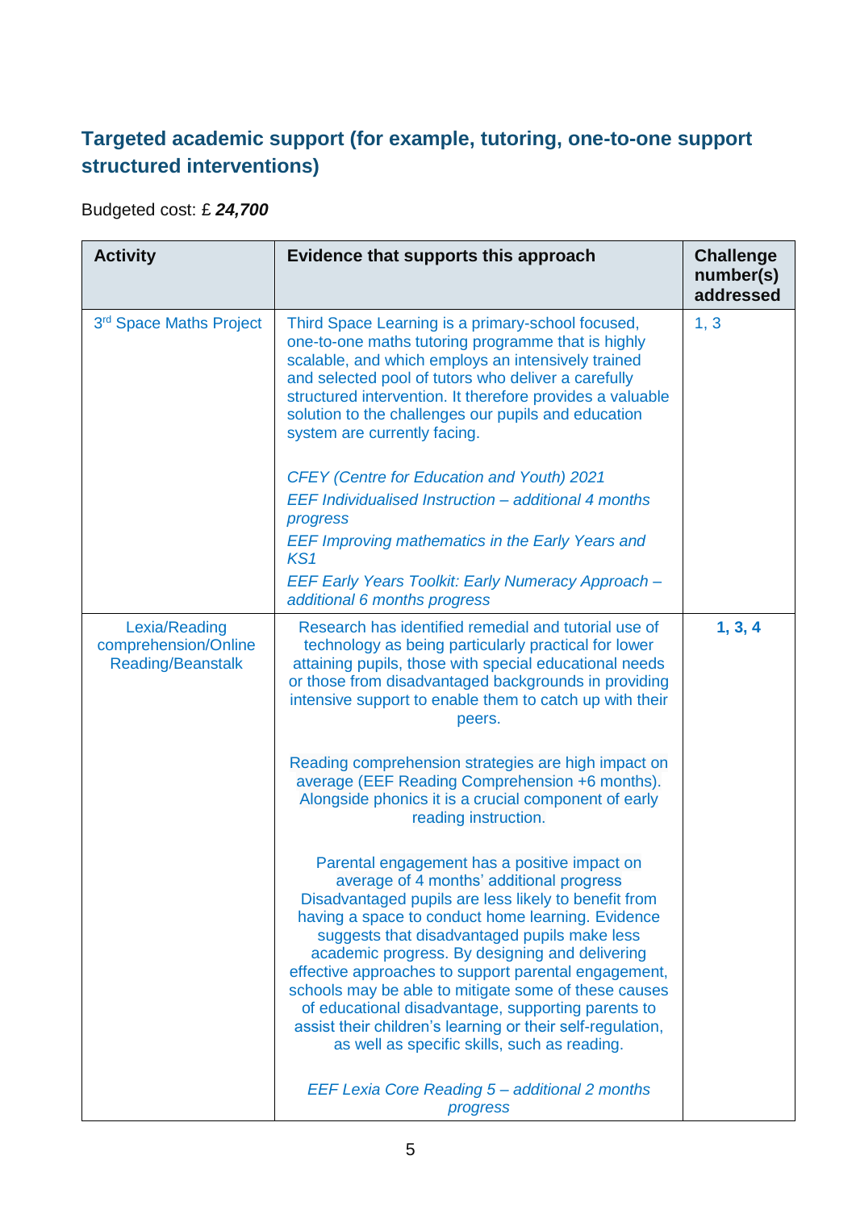## Targeted academic support (for example, tutoring, one-to-one support structured interventions)

Budgeted cost: £ ***24,700***

| Activity | Evidence that supports this approach | Challenge number(s) addressed |
|---|---|---|
| 3rd Space Maths Project | Third Space Learning is a primary-school focused, one-to-one maths tutoring programme that is highly scalable, and which employs an intensively trained and selected pool of tutors who deliver a carefully structured intervention. It therefore provides a valuable solution to the challenges our pupils and education system are currently facing.<br><br>*CFEY (Centre for Education and Youth) 2021*<br>*EEF Individualised Instruction – additional 4 months progress*<br>*EEF Improving mathematics in the Early Years and KS1*<br>*EEF Early Years Toolkit: Early Numeracy Approach – additional 6 months progress* | 1, 3 |
| Lexia/Reading comprehension/Online Reading/Beanstalk | Research has identified remedial and tutorial use of technology as being particularly practical for lower attaining pupils, those with special educational needs or those from disadvantaged backgrounds in providing intensive support to enable them to catch up with their peers.<br><br>Reading comprehension strategies are high impact on average (EEF Reading Comprehension +6 months). Alongside phonics it is a crucial component of early reading instruction.<br><br>Parental engagement has a positive impact on average of 4 months' additional progress Disadvantaged pupils are less likely to benefit from having a space to conduct home learning. Evidence suggests that disadvantaged pupils make less academic progress. By designing and delivering effective approaches to support parental engagement, schools may be able to mitigate some of these causes of educational disadvantage, supporting parents to assist their children's learning or their self-regulation, as well as specific skills, such as reading.<br><br>*EEF Lexia Core Reading 5 – additional 2 months progress* | **1, 3, 4** |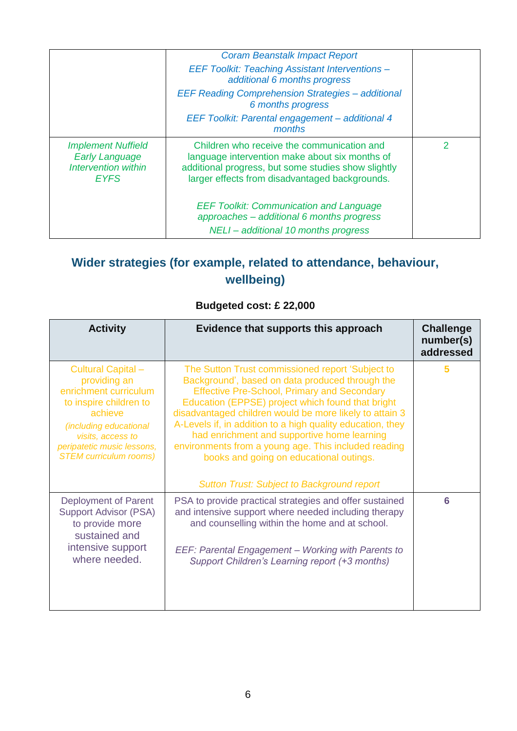| | | |
|---|---|---|
| | *Coram Beanstalk Impact Report*<br>*EEF Toolkit: Teaching Assistant Interventions – additional 6 months progress*<br>*EEF Reading Comprehension Strategies – additional 6 months progress*<br>*EEF Toolkit: Parental engagement – additional 4 months* | |
| *Implement Nuffield Early Language Intervention within EYFS* | Children who receive the communication and language intervention make about six months of additional progress, but some studies show slightly larger effects from disadvantaged backgrounds.<br><br>*EEF Toolkit: Communication and Language approaches – additional 6 months progress*<br>*NELI – additional 10 months progress* | 2 |

## Wider strategies (for example, related to attendance, behaviour, wellbeing)

**Budgeted cost: £ 22,000**

| Activity | Evidence that supports this approach | Challenge number(s) addressed |
|---|---|---|
| Cultural Capital – providing an enrichment curriculum to inspire children to achieve<br>*(including educational visits, access to peripatetic music lessons, STEM curriculum rooms)* | The Sutton Trust commissioned report 'Subject to Background', based on data produced through the Effective Pre-School, Primary and Secondary Education (EPPSE) project which found that bright disadvantaged children would be more likely to attain 3 A-Levels if, in addition to a high quality education, they had enrichment and supportive home learning environments from a young age. This included reading books and going on educational outings.<br><br>*Sutton Trust: Subject to Background report* | **5** |
| Deployment of Parent Support Advisor (PSA) to provide more sustained and intensive support where needed. | PSA to provide practical strategies and offer sustained and intensive support where needed including therapy and counselling within the home and at school.<br><br>*EEF: Parental Engagement – Working with Parents to Support Children's Learning report (+3 months)* | **6** |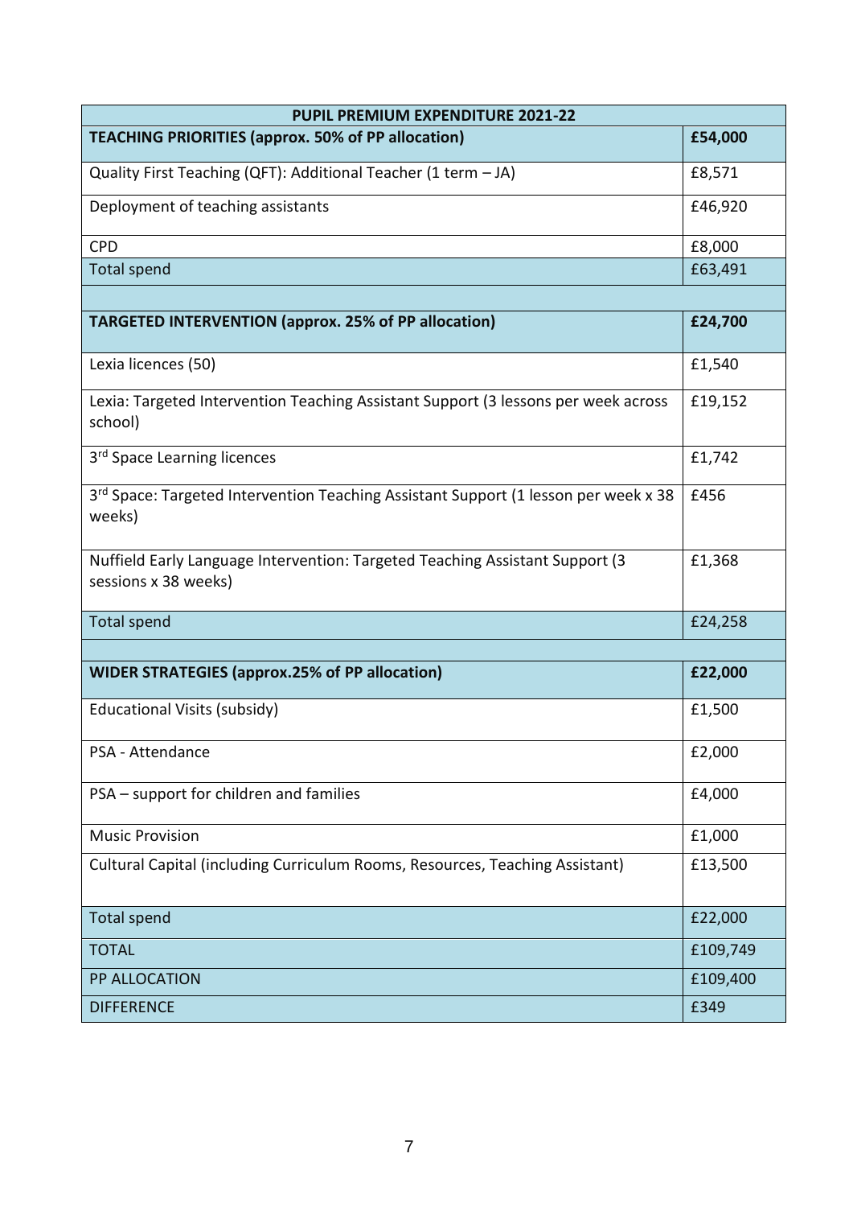| PUPIL PREMIUM EXPENDITURE 2021-22 | |
|---|---|
| **TEACHING PRIORITIES (approx. 50% of PP allocation)** | **£54,000** |
| Quality First Teaching (QFT): Additional Teacher (1 term – JA) | £8,571 |
| Deployment of teaching assistants | £46,920 |
| CPD | £8,000 |
| Total spend | £63,491 |
| | |
| **TARGETED INTERVENTION (approx. 25% of PP allocation)** | **£24,700** |
| Lexia licences (50) | £1,540 |
| Lexia: Targeted Intervention Teaching Assistant Support (3 lessons per week across school) | £19,152 |
| 3rd Space Learning licences | £1,742 |
| 3rd Space: Targeted Intervention Teaching Assistant Support (1 lesson per week x 38 weeks) | £456 |
| Nuffield Early Language Intervention: Targeted Teaching Assistant Support (3 sessions x 38 weeks) | £1,368 |
| Total spend | £24,258 |
| | |
| **WIDER STRATEGIES (approx.25% of PP allocation)** | **£22,000** |
| Educational Visits (subsidy) | £1,500 |
| PSA - Attendance | £2,000 |
| PSA – support for children and families | £4,000 |
| Music Provision | £1,000 |
| Cultural Capital (including Curriculum Rooms, Resources, Teaching Assistant) | £13,500 |
| Total spend | £22,000 |
| TOTAL | £109,749 |
| PP ALLOCATION | £109,400 |
| DIFFERENCE | £349 |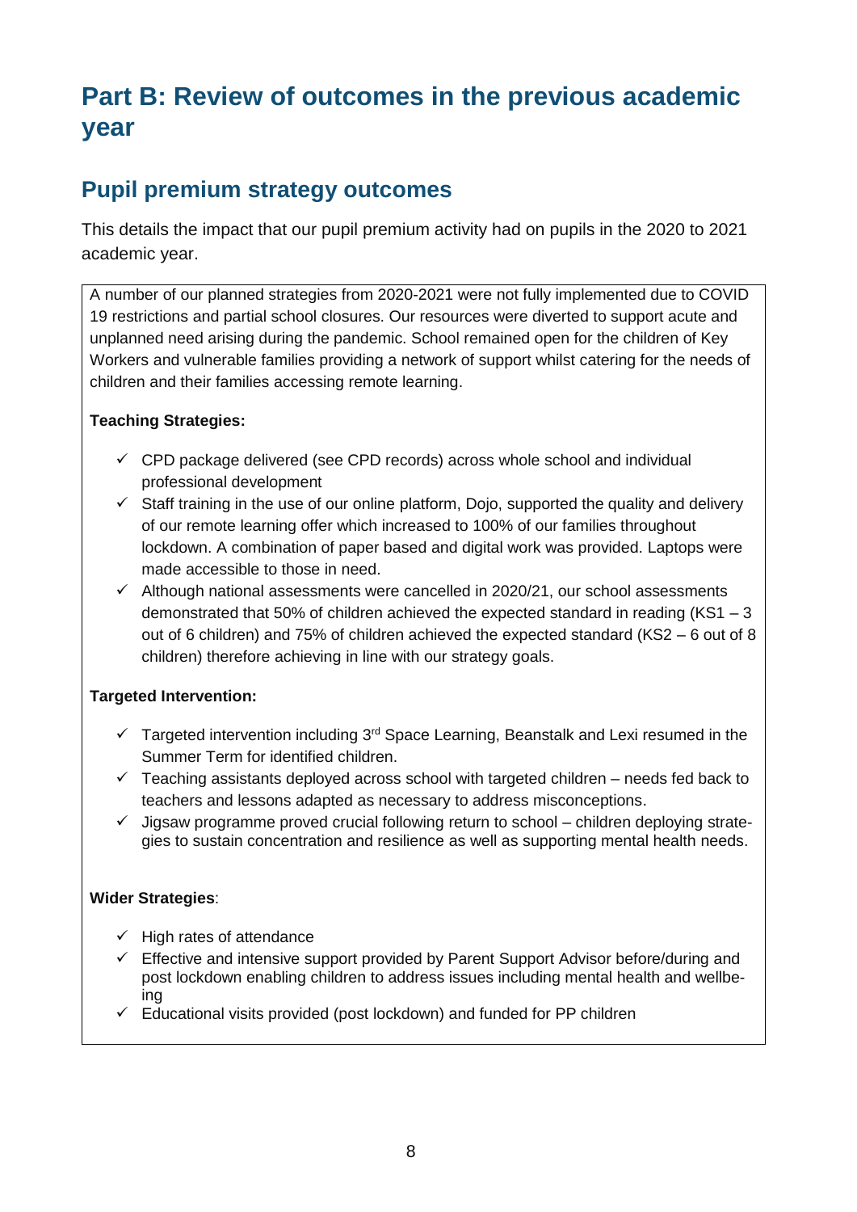# Part B: Review of outcomes in the previous academic year

## Pupil premium strategy outcomes

This details the impact that our pupil premium activity had on pupils in the 2020 to 2021 academic year.

A number of our planned strategies from 2020-2021 were not fully implemented due to COVID 19 restrictions and partial school closures. Our resources were diverted to support acute and unplanned need arising during the pandemic. School remained open for the children of Key Workers and vulnerable families providing a network of support whilst catering for the needs of children and their families accessing remote learning.

**Teaching Strategies:**

- ✓ CPD package delivered (see CPD records) across whole school and individual professional development
- ✓ Staff training in the use of our online platform, Dojo, supported the quality and delivery of our remote learning offer which increased to 100% of our families throughout lockdown. A combination of paper based and digital work was provided. Laptops were made accessible to those in need.
- ✓ Although national assessments were cancelled in 2020/21, our school assessments demonstrated that 50% of children achieved the expected standard in reading (KS1 – 3 out of 6 children) and 75% of children achieved the expected standard (KS2 – 6 out of 8 children) therefore achieving in line with our strategy goals.

**Targeted Intervention:**

- ✓ Targeted intervention including 3rd Space Learning, Beanstalk and Lexi resumed in the Summer Term for identified children.
- ✓ Teaching assistants deployed across school with targeted children – needs fed back to teachers and lessons adapted as necessary to address misconceptions.
- ✓ Jigsaw programme proved crucial following return to school – children deploying strategies to sustain concentration and resilience as well as supporting mental health needs.

**Wider Strategies**:

- ✓ High rates of attendance
- ✓ Effective and intensive support provided by Parent Support Advisor before/during and post lockdown enabling children to address issues including mental health and wellbeing
- ✓ Educational visits provided (post lockdown) and funded for PP children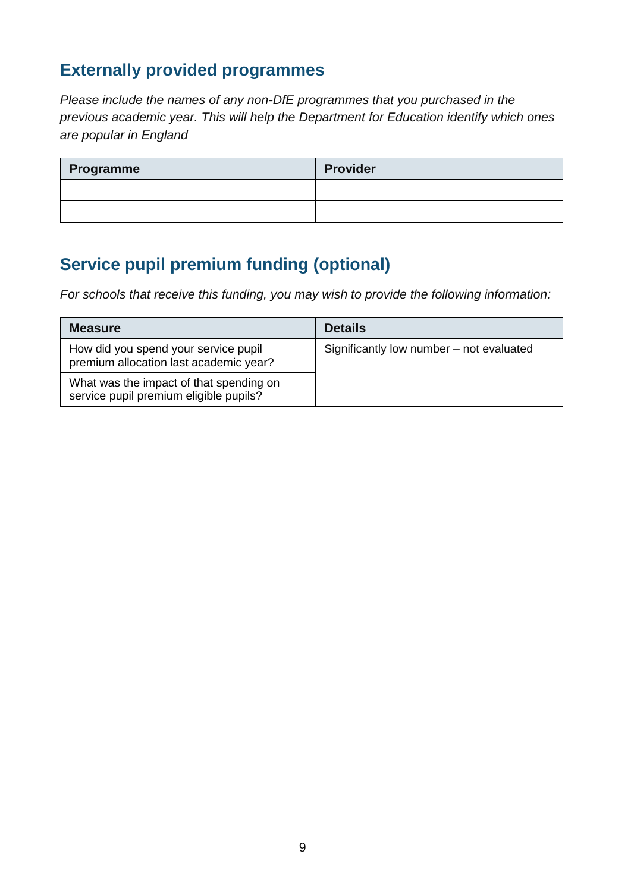## Externally provided programmes

*Please include the names of any non-DfE programmes that you purchased in the previous academic year. This will help the Department for Education identify which ones are popular in England*

| Programme | Provider |
| --- | --- |
| | |
| | |

## Service pupil premium funding (optional)

*For schools that receive this funding, you may wish to provide the following information:*

| Measure | Details |
| --- | --- |
| How did you spend your service pupil premium allocation last academic year? | Significantly low number – not evaluated |
| What was the impact of that spending on service pupil premium eligible pupils? | |